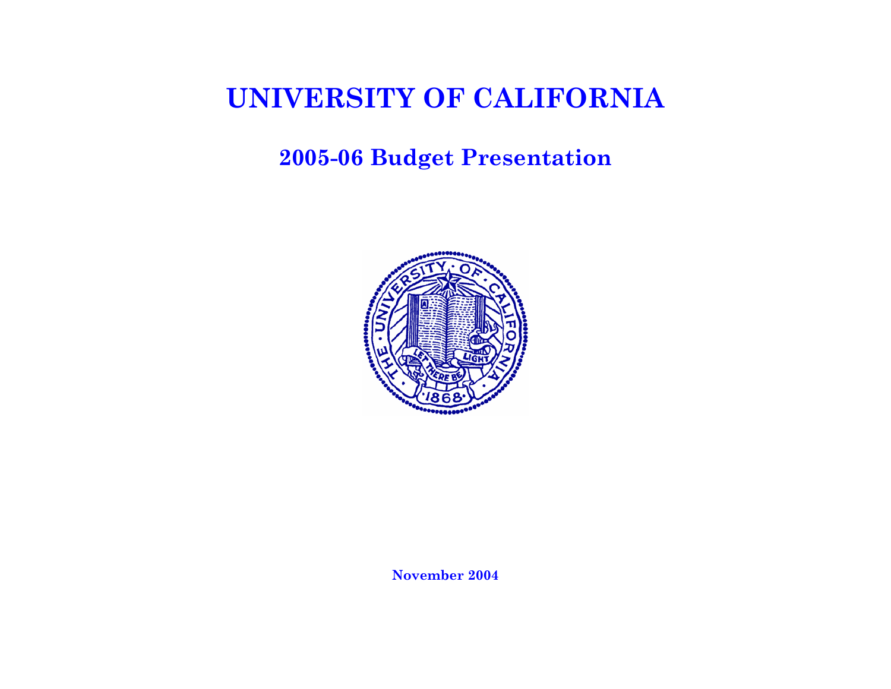# UNIVERSITY OF CALIFORNIA

## 2005-06 Budget Presentation

**November 2004**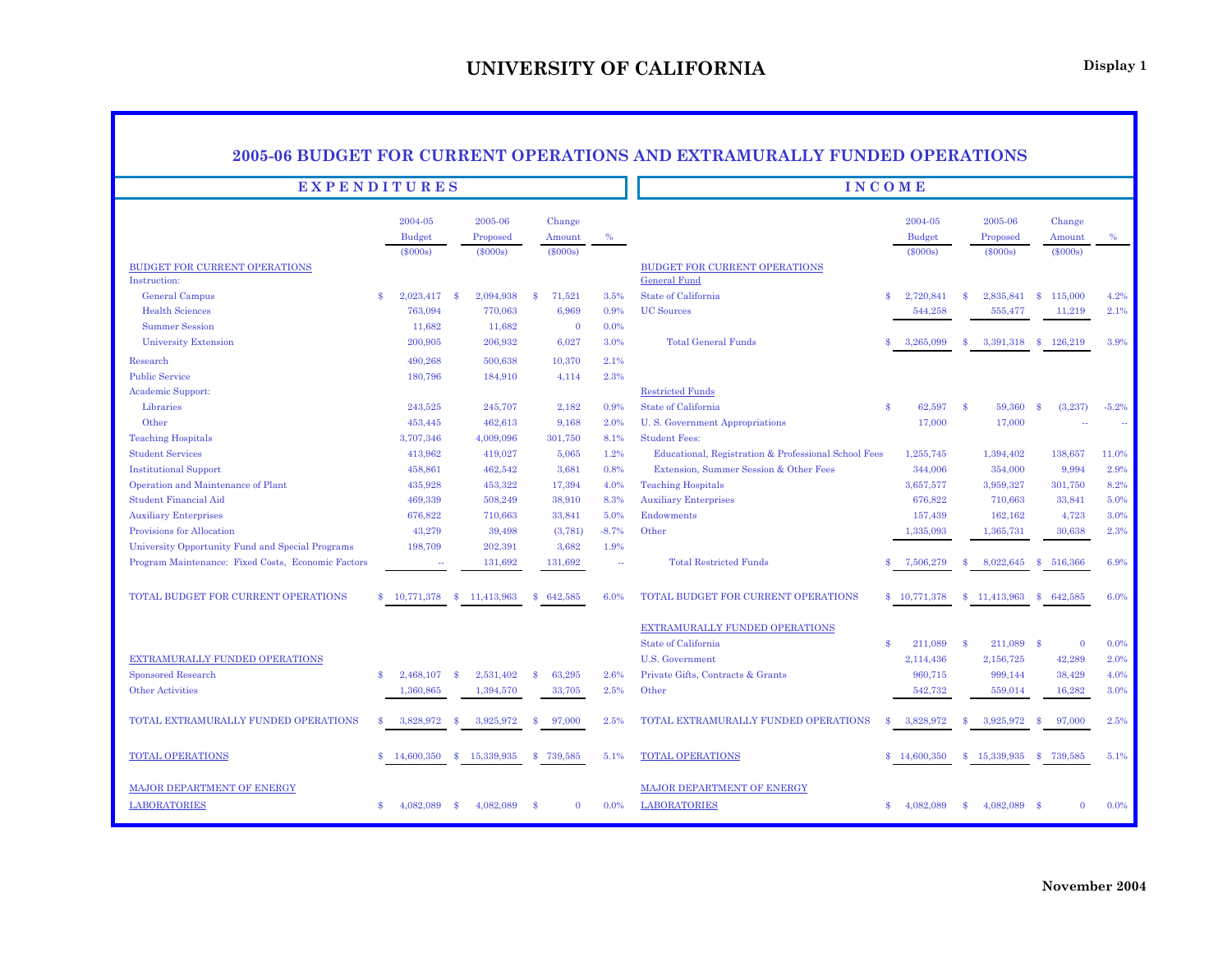# UNIVERSITY OF CALIFORNIA

**Display 1**

## 2005-06 BUDGET FOR CURRENT OPERATIONS AND EXTRAMURALLY FUNDED OPERATIONS

### EXPENDITURES

| | 2004-05 Budget ($000s) | 2005-06 Proposed ($000s) | Change Amount ($000s) | % |
|---|---|---|---|---|
| BUDGET FOR CURRENT OPERATIONS | | | | |
| Instruction: | | | | |
| General Campus | $ 2,023,417 | $ 2,094,938 | $ 71,521 | 3.5% |
| Health Sciences | 763,094 | 770,063 | 6,969 | 0.9% |
| Summer Session | 11,682 | 11,682 | 0 | 0.0% |
| University Extension | 200,905 | 206,932 | 6,027 | 3.0% |
| Research | 490,268 | 500,638 | 10,370 | 2.1% |
| Public Service | 180,796 | 184,910 | 4,114 | 2.3% |
| Academic Support: | | | | |
| Libraries | 243,525 | 245,707 | 2,182 | 0.9% |
| Other | 453,445 | 462,613 | 9,168 | 2.0% |
| Teaching Hospitals | 3,707,346 | 4,009,096 | 301,750 | 8.1% |
| Student Services | 413,962 | 419,027 | 5,065 | 1.2% |
| Institutional Support | 458,861 | 462,542 | 3,681 | 0.8% |
| Operation and Maintenance of Plant | 435,928 | 453,322 | 17,394 | 4.0% |
| Student Financial Aid | 469,339 | 508,249 | 38,910 | 8.3% |
| Auxiliary Enterprises | 676,822 | 710,663 | 33,841 | 5.0% |
| Provisions for Allocation | 43,279 | 39,498 | (3,781) | -8.7% |
| University Opportunity Fund and Special Programs | 198,709 | 202,391 | 3,682 | 1.9% |
| Program Maintenance: Fixed Costs, Economic Factors | -- | 131,692 | 131,692 | -- |
| TOTAL BUDGET FOR CURRENT OPERATIONS | $ 10,771,378 | $ 11,413,963 | $ 642,585 | 6.0% |
| EXTRAMURALLY FUNDED OPERATIONS | | | | |
| Sponsored Research | $ 2,468,107 | $ 2,531,402 | $ 63,295 | 2.6% |
| Other Activities | 1,360,865 | 1,394,570 | 33,705 | 2.5% |
| TOTAL EXTRAMURALLY FUNDED OPERATIONS | $ 3,828,972 | $ 3,925,972 | $ 97,000 | 2.5% |
| TOTAL OPERATIONS | $ 14,600,350 | $ 15,339,935 | $ 739,585 | 5.1% |
| MAJOR DEPARTMENT OF ENERGY LABORATORIES | $ 4,082,089 | $ 4,082,089 | $ 0 | 0.0% |

### INCOME

| | 2004-05 Budget ($000s) | 2005-06 Proposed ($000s) | Change Amount ($000s) | % |
|---|---|---|---|---|
| BUDGET FOR CURRENT OPERATIONS | | | | |
| General Fund | | | | |
| State of California | $ 2,720,841 | $ 2,835,841 | $ 115,000 | 4.2% |
| UC Sources | 544,258 | 555,477 | 11,219 | 2.1% |
| Total General Funds | $ 3,265,099 | $ 3,391,318 | $ 126,219 | 3.9% |
| Restricted Funds | | | | |
| State of California | $ 62,597 | $ 59,360 | $ (3,237) | -5.2% |
| U. S. Government Appropriations | 17,000 | 17,000 | -- | -- |
| Student Fees: | | | | |
| Educational, Registration & Professional School Fees | 1,255,745 | 1,394,402 | 138,657 | 11.0% |
| Extension, Summer Session & Other Fees | 344,006 | 354,000 | 9,994 | 2.9% |
| Teaching Hospitals | 3,657,577 | 3,959,327 | 301,750 | 8.2% |
| Auxiliary Enterprises | 676,822 | 710,663 | 33,841 | 5.0% |
| Endowments | 157,439 | 162,162 | 4,723 | 3.0% |
| Other | 1,335,093 | 1,365,731 | 30,638 | 2.3% |
| Total Restricted Funds | $ 7,506,279 | $ 8,022,645 | $ 516,366 | 6.9% |
| TOTAL BUDGET FOR CURRENT OPERATIONS | $ 10,771,378 | $ 11,413,963 | $ 642,585 | 6.0% |
| EXTRAMURALLY FUNDED OPERATIONS | | | | |
| State of California | $ 211,089 | $ 211,089 | $ 0 | 0.0% |
| U.S. Government | 2,114,436 | 2,156,725 | 42,289 | 2.0% |
| Private Gifts, Contracts & Grants | 960,715 | 999,144 | 38,429 | 4.0% |
| Other | 542,732 | 559,014 | 16,282 | 3.0% |
| TOTAL EXTRAMURALLY FUNDED OPERATIONS | $ 3,828,972 | $ 3,925,972 | $ 97,000 | 2.5% |
| TOTAL OPERATIONS | $ 14,600,350 | $ 15,339,935 | $ 739,585 | 5.1% |
| MAJOR DEPARTMENT OF ENERGY LABORATORIES | $ 4,082,089 | $ 4,082,089 | $ 0 | 0.0% |

November 2004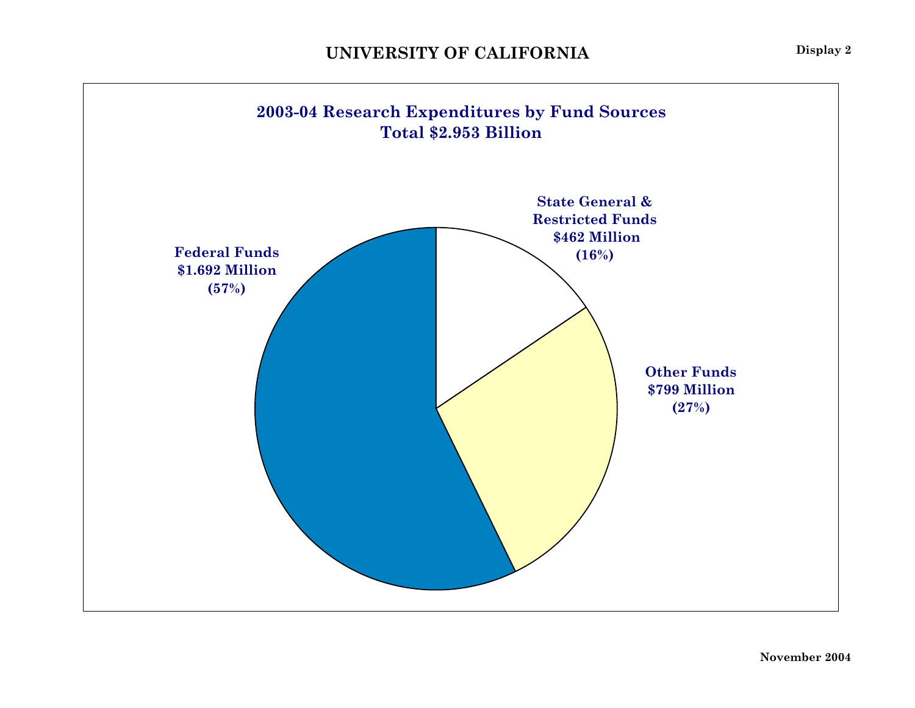# UNIVERSITY OF CALIFORNIA

Display 2

## 2003-04 Research Expenditures by Fund Sources
## Total $2.953 Billion

Federal Funds
$1.692 Million
(57%)

State General &
Restricted Funds
$462 Million
(16%)

Other Funds
$799 Million
(27%)

November 2004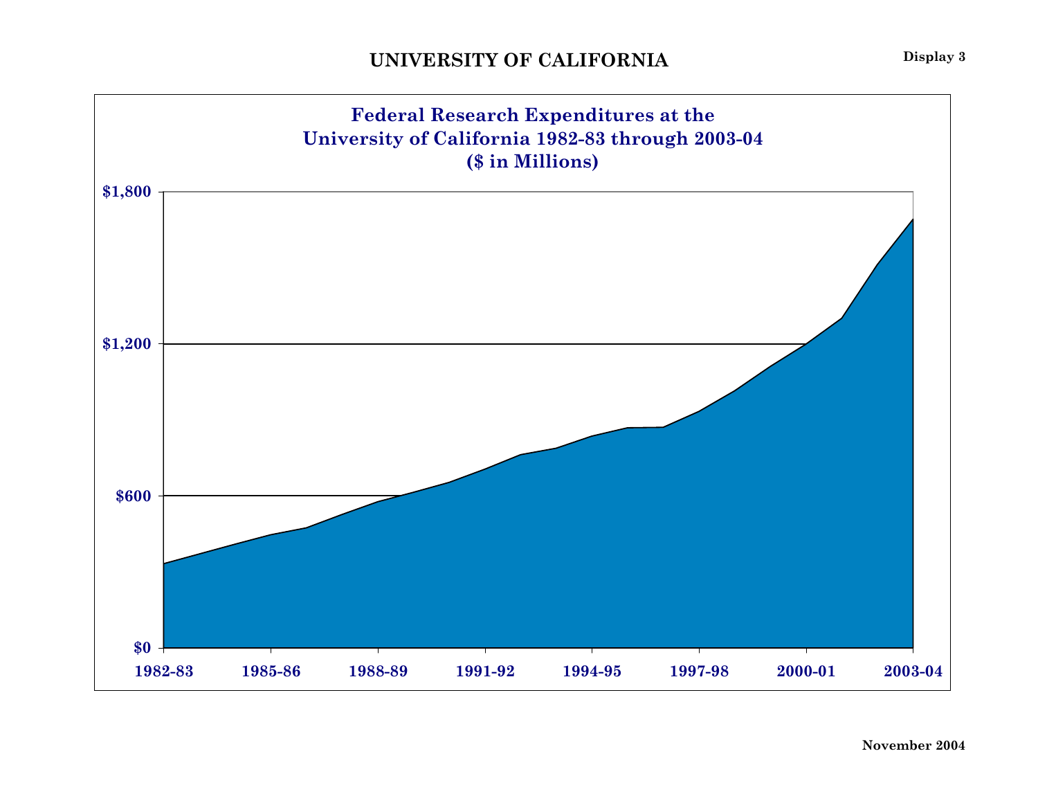# UNIVERSITY OF CALIFORNIA

**Display 3**

## Federal Research Expenditures at the University of California 1982-83 through 2003-04 ($ in Millions)

$1,800
$1,200
$600
$0

1982-83 1985-86 1988-89 1991-92 1994-95 1997-98 2000-01 2003-04

November 2004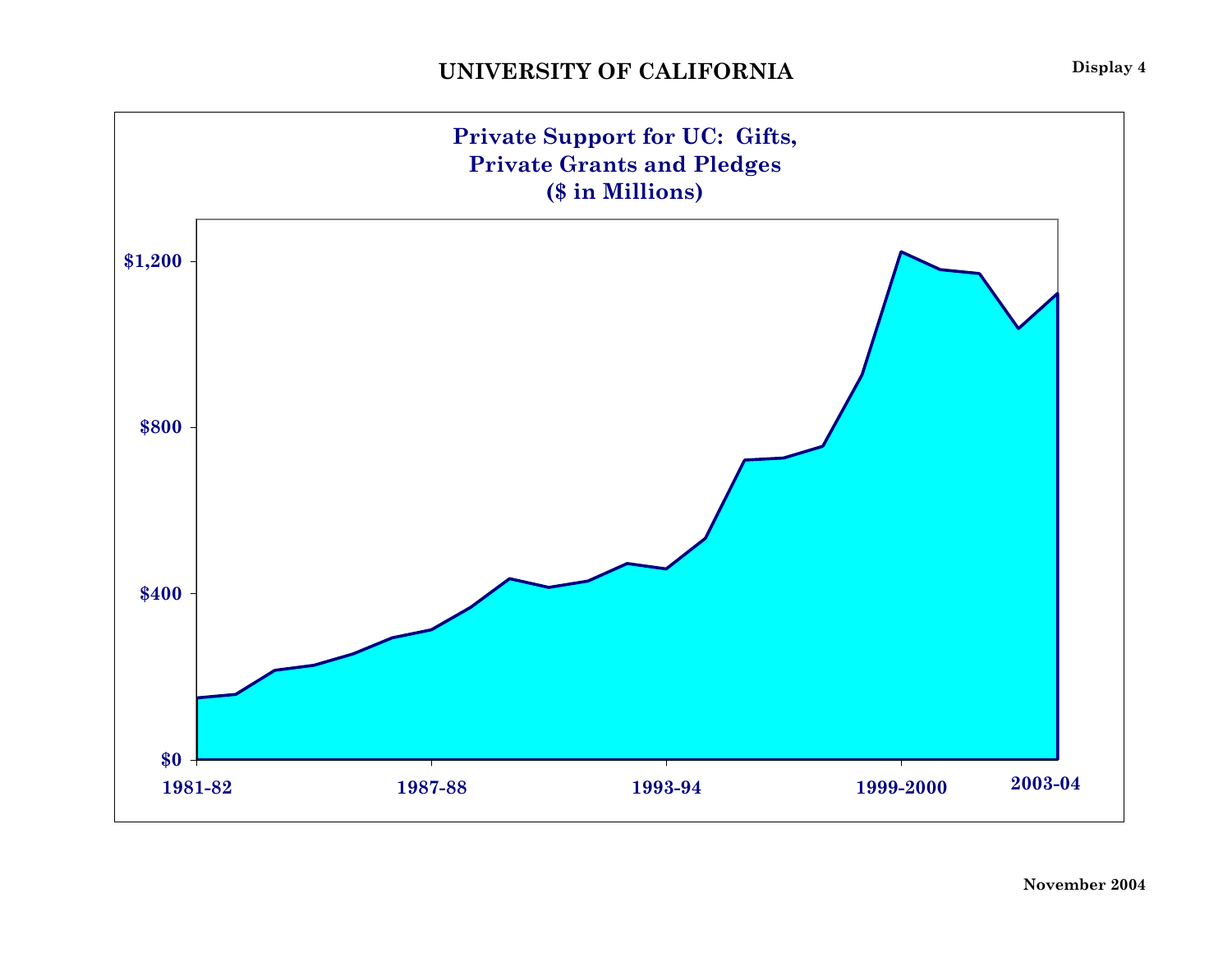# UNIVERSITY OF CALIFORNIA

**Display 4**

## Private Support for UC: Gifts, Private Grants and Pledges ($ in Millions)

$1,200

$800

$400

$0

1981-82 | 1987-88 | 1993-94 | 1999-2000 | 2003-04

November 2004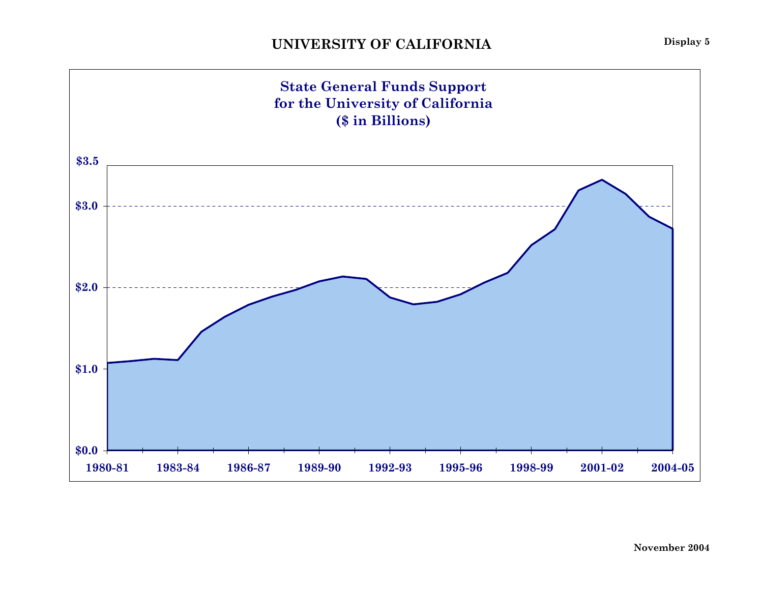# UNIVERSITY OF CALIFORNIA

**Display 5**

## State General Funds Support for the University of California ($ in Billions)

$3.5
$3.0
$2.0
$1.0
$0.0

1980-81 1983-84 1986-87 1989-90 1992-93 1995-96 1998-99 2001-02 2004-05

November 2004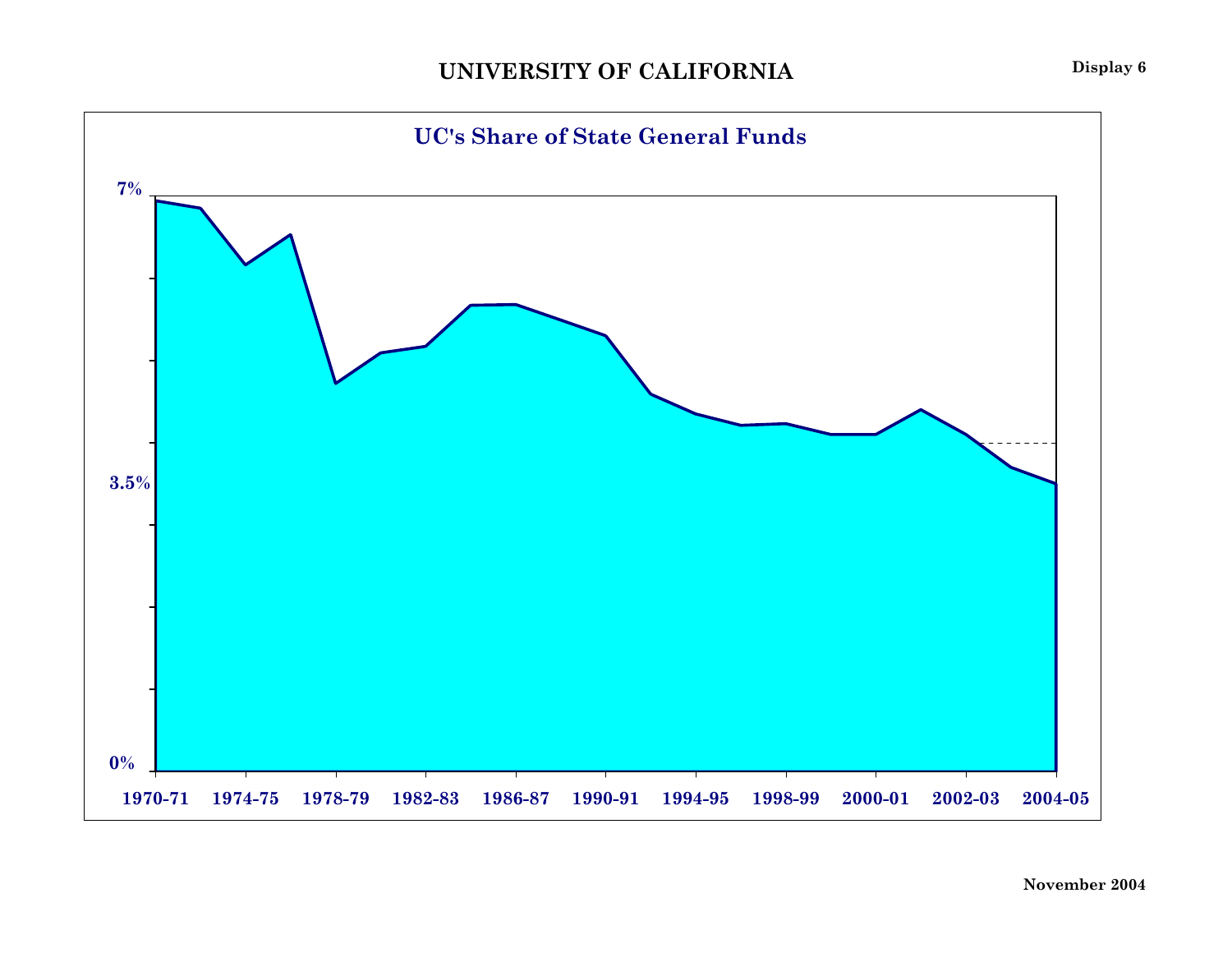# UNIVERSITY OF CALIFORNIA

Display 6

## UC's Share of State General Funds

7%

3.5%

0%

1970-71 1974-75 1978-79 1982-83 1986-87 1990-91 1994-95 1998-99 2000-01 2002-03 2004-05

November 2004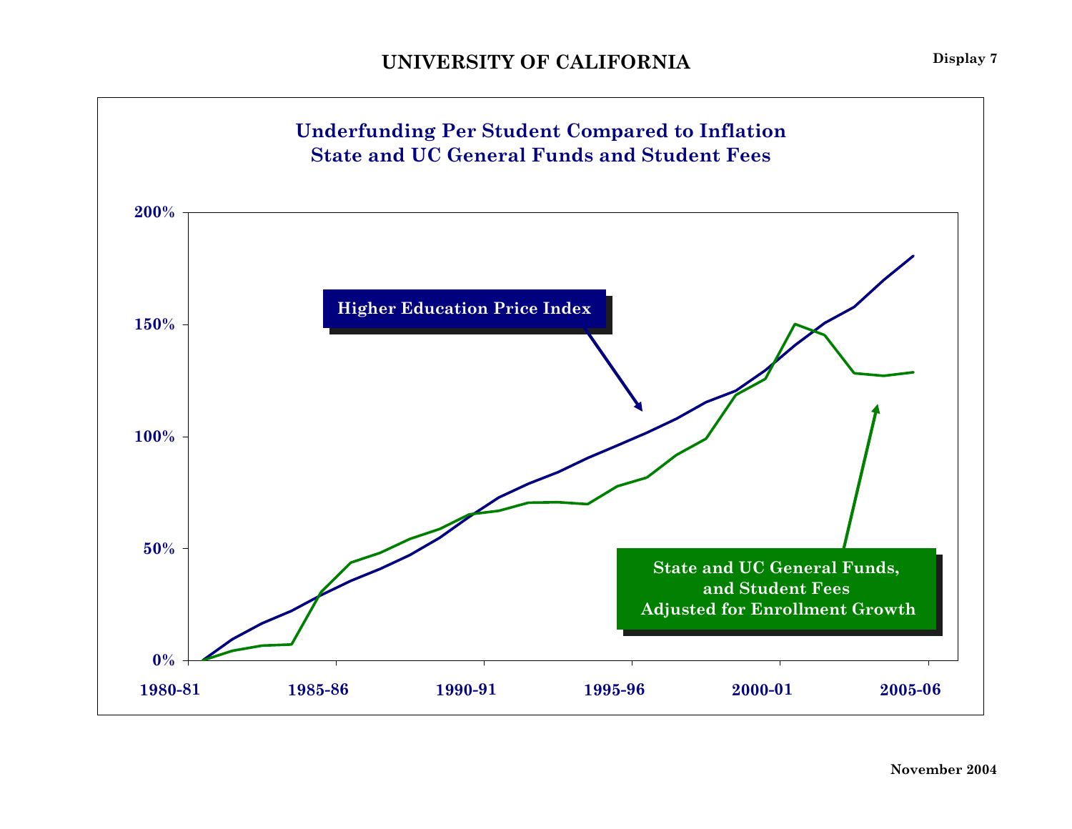# UNIVERSITY OF CALIFORNIA

Display 7

## Underfunding Per Student Compared to Inflation
## State and UC General Funds and Student Fees

Higher Education Price Index

State and UC General Funds, and Student Fees Adjusted for Enrollment Growth

200%
150%
100%
50%
0%

1980-81 | 1985-86 | 1990-91 | 1995-96 | 2000-01 | 2005-06

November 2004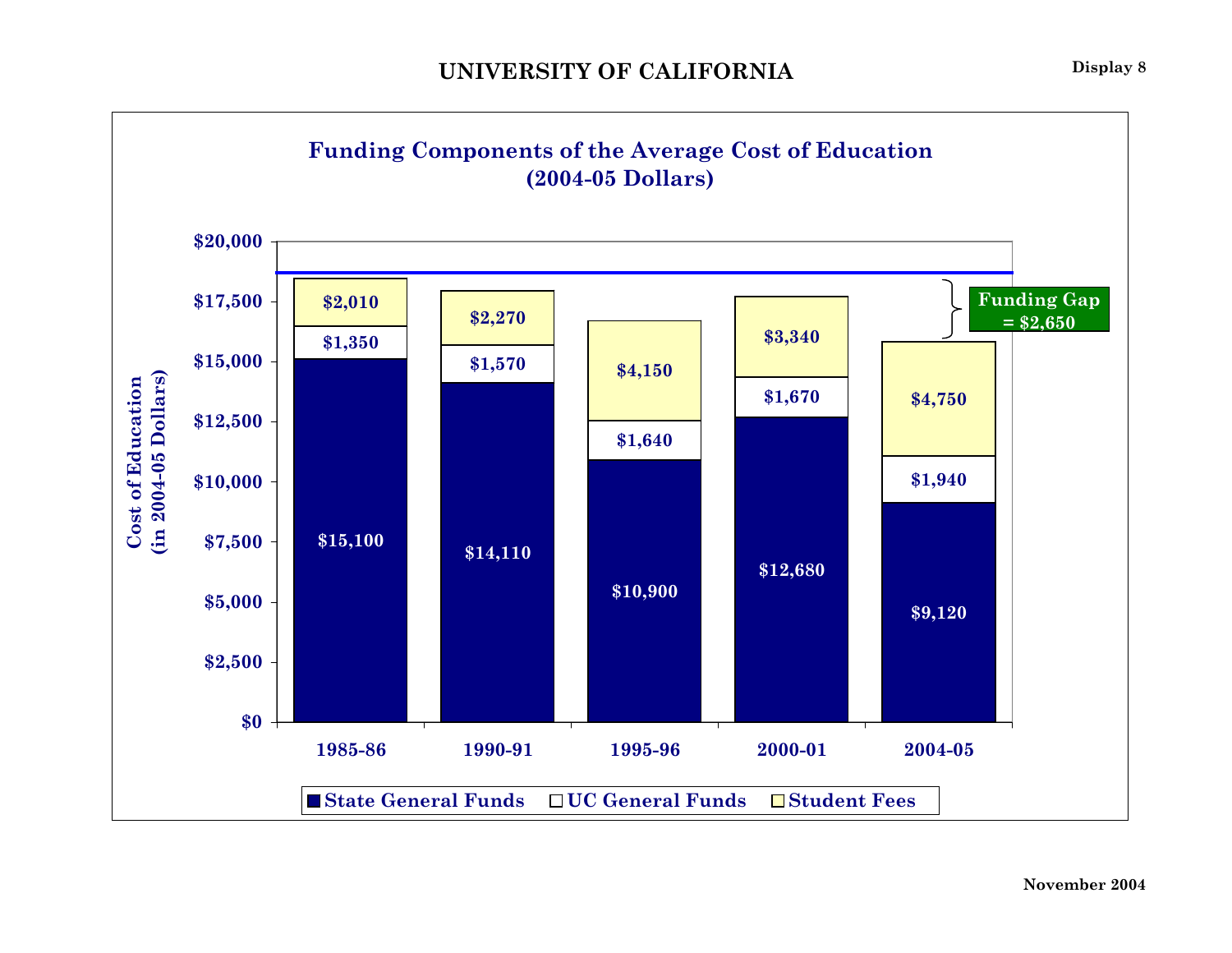## UNIVERSITY OF CALIFORNIA

Display 8

### Funding Components of the Average Cost of Education (2004-05 Dollars)

| Year | State General Funds | UC General Funds | Student Fees |
|---|---|---|---|
| 1985-86 | $15,100 | $1,350 | $2,010 |
| 1990-91 | $14,110 | $1,570 | $2,270 |
| 1995-96 | $10,900 | $1,640 | $4,150 |
| 2000-01 | $12,680 | $1,670 | $3,340 |
| 2004-05 | $9,120 | $1,940 | $4,750 |

Funding Gap = $2,650

Cost of Education (in 2004-05 Dollars)

November 2004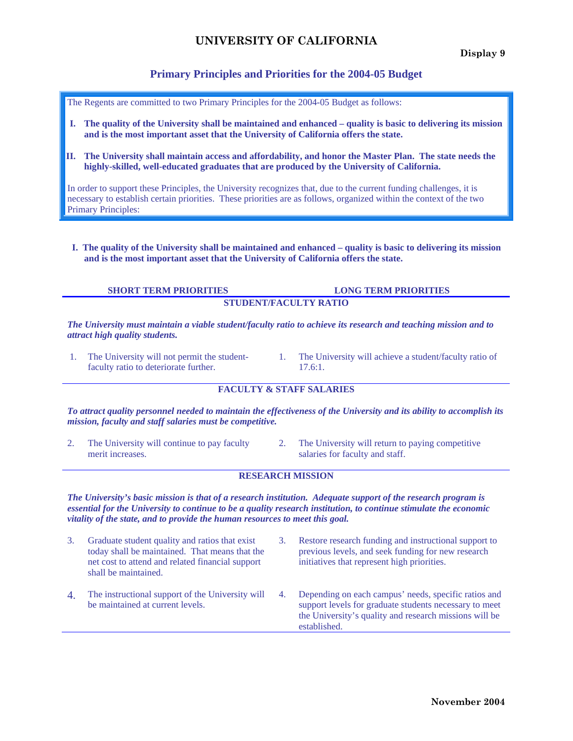# UNIVERSITY OF CALIFORNIA

**Display 9**

## Primary Principles and Priorities for the 2004-05 Budget

The Regents are committed to two Primary Principles for the 2004-05 Budget as follows:

**I. The quality of the University shall be maintained and enhanced – quality is basic to delivering its mission and is the most important asset that the University of California offers the state.**

**II. The University shall maintain access and affordability, and honor the Master Plan. The state needs the highly-skilled, well-educated graduates that are produced by the University of California.**

In order to support these Principles, the University recognizes that, due to the current funding challenges, it is necessary to establish certain priorities. These priorities are as follows, organized within the context of the two Primary Principles:

**I. The quality of the University shall be maintained and enhanced – quality is basic to delivering its mission and is the most important asset that the University of California offers the state.**

| SHORT TERM PRIORITIES | LONG TERM PRIORITIES |
|---|---|
| **STUDENT/FACULTY RATIO** | |
| ***The University must maintain a viable student/faculty ratio to achieve its research and teaching mission and to attract high quality students.*** | |
| 1. The University will not permit the student-faculty ratio to deteriorate further. | 1. The University will achieve a student/faculty ratio of 17.6:1. |
| **FACULTY & STAFF SALARIES** | |
| ***To attract quality personnel needed to maintain the effectiveness of the University and its ability to accomplish its mission, faculty and staff salaries must be competitive.*** | |
| 2. The University will continue to pay faculty merit increases. | 2. The University will return to paying competitive salaries for faculty and staff. |
| **RESEARCH MISSION** | |
| ***The University's basic mission is that of a research institution. Adequate support of the research program is essential for the University to continue to be a quality research institution, to continue stimulate the economic vitality of the state, and to provide the human resources to meet this goal.*** | |
| 3. Graduate student quality and ratios that exist today shall be maintained. That means that the net cost to attend and related financial support shall be maintained. | 3. Restore research funding and instructional support to previous levels, and seek funding for new research initiatives that represent high priorities. |
| 4. The instructional support of the University will be maintained at current levels. | 4. Depending on each campus' needs, specific ratios and support levels for graduate students necessary to meet the University's quality and research missions will be established. |

November 2004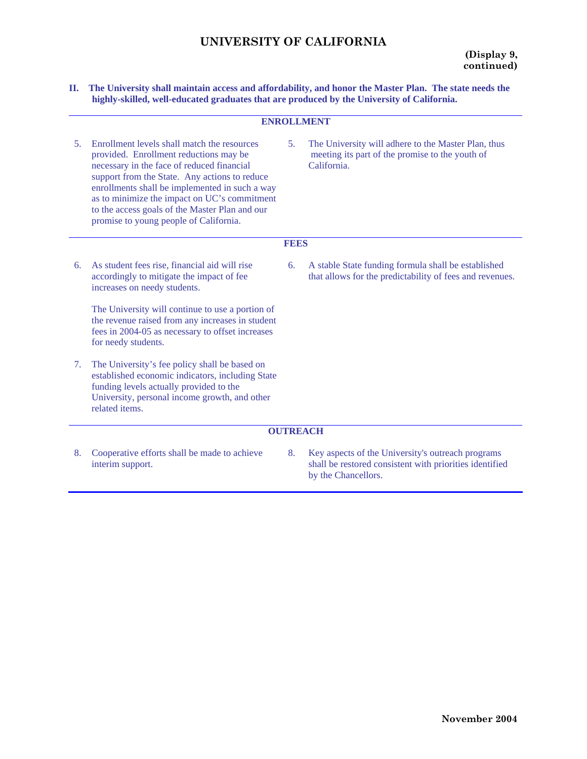# UNIVERSITY OF CALIFORNIA

**(Display 9, continued)**

**II. The University shall maintain access and affordability, and honor the Master Plan. The state needs the highly-skilled, well-educated graduates that are produced by the University of California.**

| | |
|---|---|
| **ENROLLMENT** | |
| 5. Enrollment levels shall match the resources provided. Enrollment reductions may be necessary in the face of reduced financial support from the State. Any actions to reduce enrollments shall be implemented in such a way as to minimize the impact on UC's commitment to the access goals of the Master Plan and our promise to young people of California. | 5. The University will adhere to the Master Plan, thus meeting its part of the promise to the youth of California. |
| **FEES** | |
| 6. As student fees rise, financial aid will rise accordingly to mitigate the impact of fee increases on needy students.<br><br>The University will continue to use a portion of the revenue raised from any increases in student fees in 2004-05 as necessary to offset increases for needy students. | 6. A stable State funding formula shall be established that allows for the predictability of fees and revenues. |
| 7. The University's fee policy shall be based on established economic indicators, including State funding levels actually provided to the University, personal income growth, and other related items. | |
| **OUTREACH** | |
| 8. Cooperative efforts shall be made to achieve interim support. | 8. Key aspects of the University's outreach programs shall be restored consistent with priorities identified by the Chancellors. |

November 2004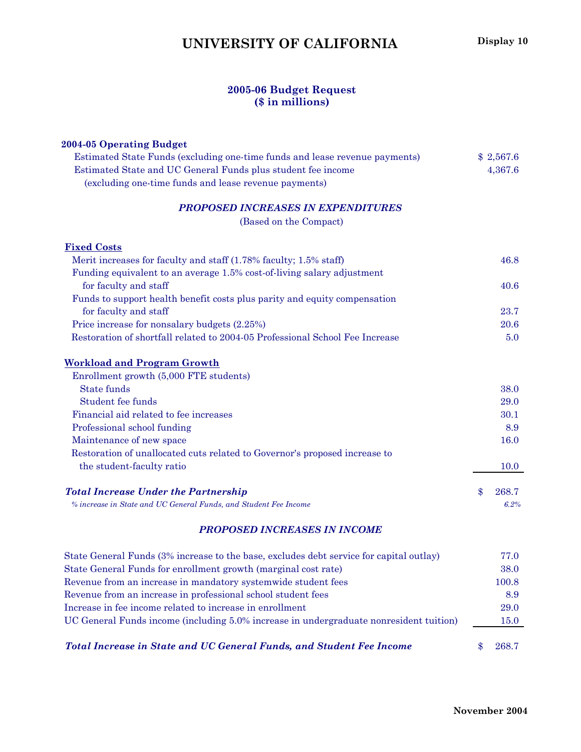# UNIVERSITY OF CALIFORNIA

**Display 10**

## 2005-06 Budget Request
## ($ in millions)

| | |
|---|---|
| **2004-05 Operating Budget** | |
| Estimated State Funds (excluding one-time funds and lease revenue payments) | $ 2,567.6 |
| Estimated State and UC General Funds plus student fee income (excluding one-time funds and lease revenue payments) | 4,367.6 |
| ***PROPOSED INCREASES IN EXPENDITURES*** (Based on the Compact) | |
| **Fixed Costs** | |
| Merit increases for faculty and staff (1.78% faculty; 1.5% staff) | 46.8 |
| Funding equivalent to an average 1.5% cost-of-living salary adjustment for faculty and staff | 40.6 |
| Funds to support health benefit costs plus parity and equity compensation for faculty and staff | 23.7 |
| Price increase for nonsalary budgets (2.25%) | 20.6 |
| Restoration of shortfall related to 2004-05 Professional School Fee Increase | 5.0 |
| **Workload and Program Growth** | |
| Enrollment growth (5,000 FTE students) | |
| State funds | 38.0 |
| Student fee funds | 29.0 |
| Financial aid related to fee increases | 30.1 |
| Professional school funding | 8.9 |
| Maintenance of new space | 16.0 |
| Restoration of unallocated cuts related to Governor's proposed increase to the student-faculty ratio | 10.0 |
| ***Total Increase Under the Partnership*** | $ 268.7 |
| *% increase in State and UC General Funds, and Student Fee Income* | *6.2%* |
| ***PROPOSED INCREASES IN INCOME*** | |
| State General Funds (3% increase to the base, excludes debt service for capital outlay) | 77.0 |
| State General Funds for enrollment growth (marginal cost rate) | 38.0 |
| Revenue from an increase in mandatory systemwide student fees | 100.8 |
| Revenue from an increase in professional school student fees | 8.9 |
| Increase in fee income related to increase in enrollment | 29.0 |
| UC General Funds income (including 5.0% increase in undergraduate nonresident tuition) | 15.0 |
| ***Total Increase in State and UC General Funds, and Student Fee Income*** | $ 268.7 |

November 2004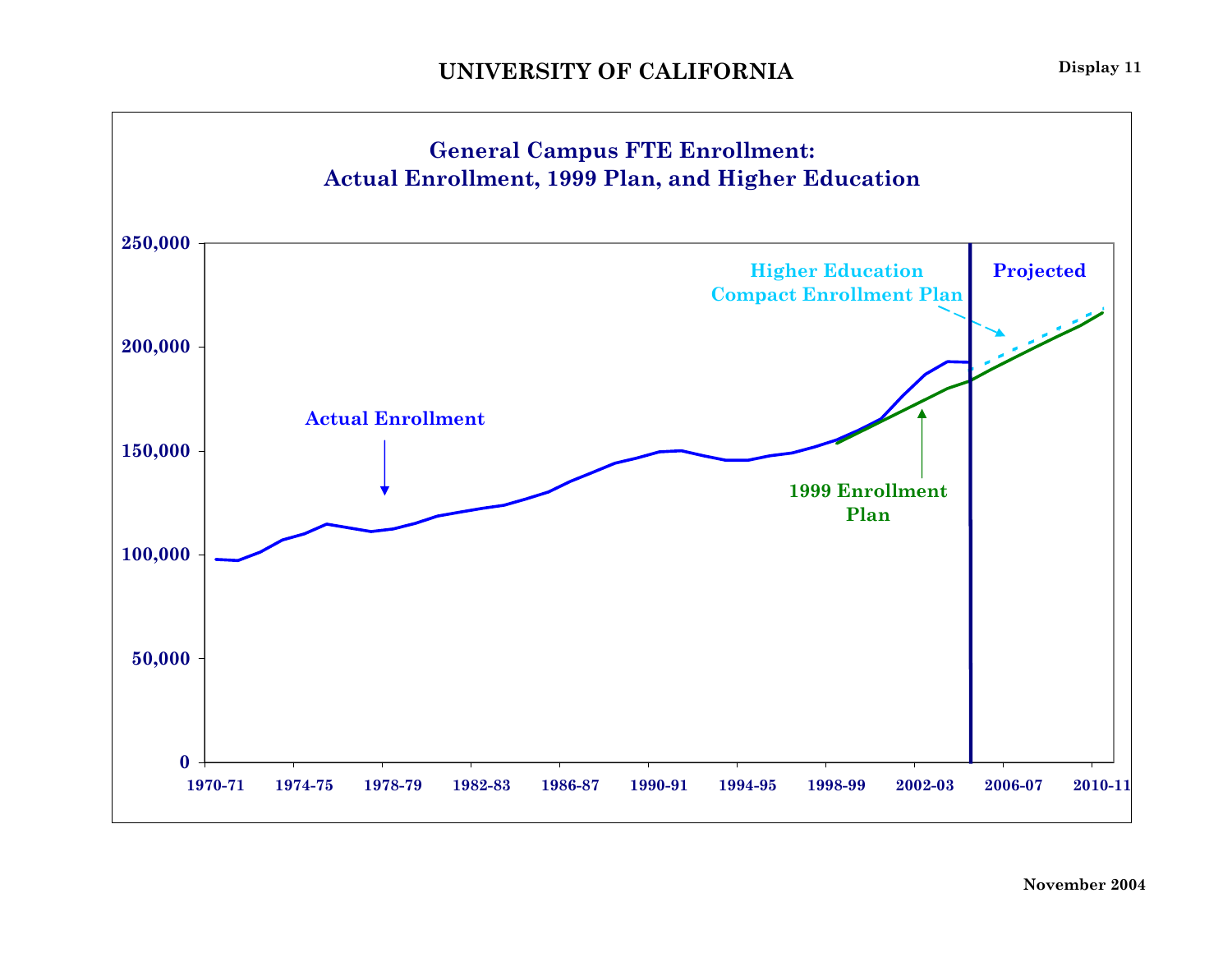# UNIVERSITY OF CALIFORNIA

Display 11

## General Campus FTE Enrollment: Actual Enrollment, 1999 Plan, and Higher Education

Higher Education Compact Enrollment Plan

Projected

Actual Enrollment

1999 Enrollment Plan

250,000
200,000
150,000
100,000
50,000
0

1970-71 | 1974-75 | 1978-79 | 1982-83 | 1986-87 | 1990-91 | 1994-95 | 1998-99 | 2002-03 | 2006-07 | 2010-11

November 2004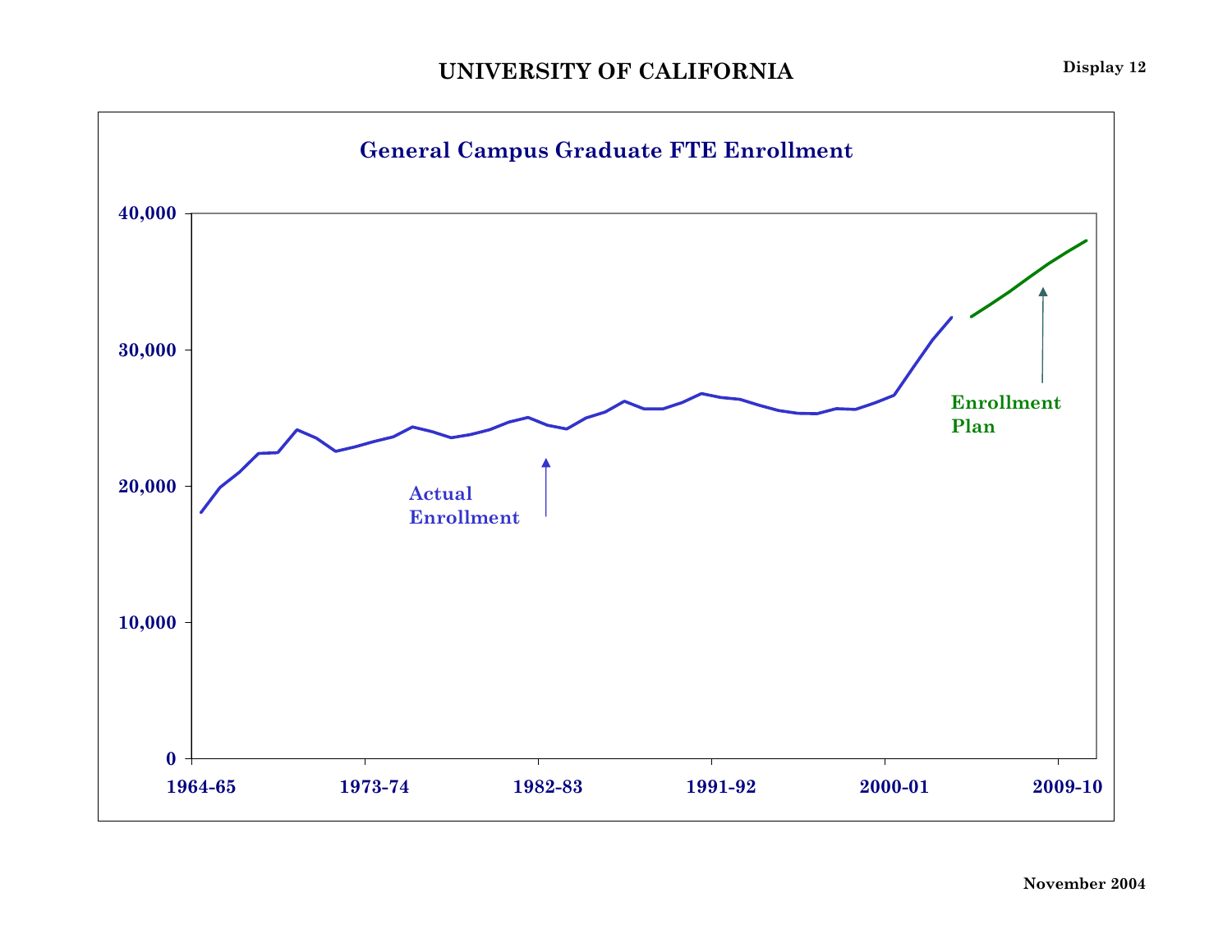# UNIVERSITY OF CALIFORNIA

**Display 12**

## General Campus Graduate FTE Enrollment

40,000

30,000

20,000

10,000

0

1964-65 1973-74 1982-83 1991-92 2000-01 2009-10

Actual Enrollment

Enrollment Plan

**November 2004**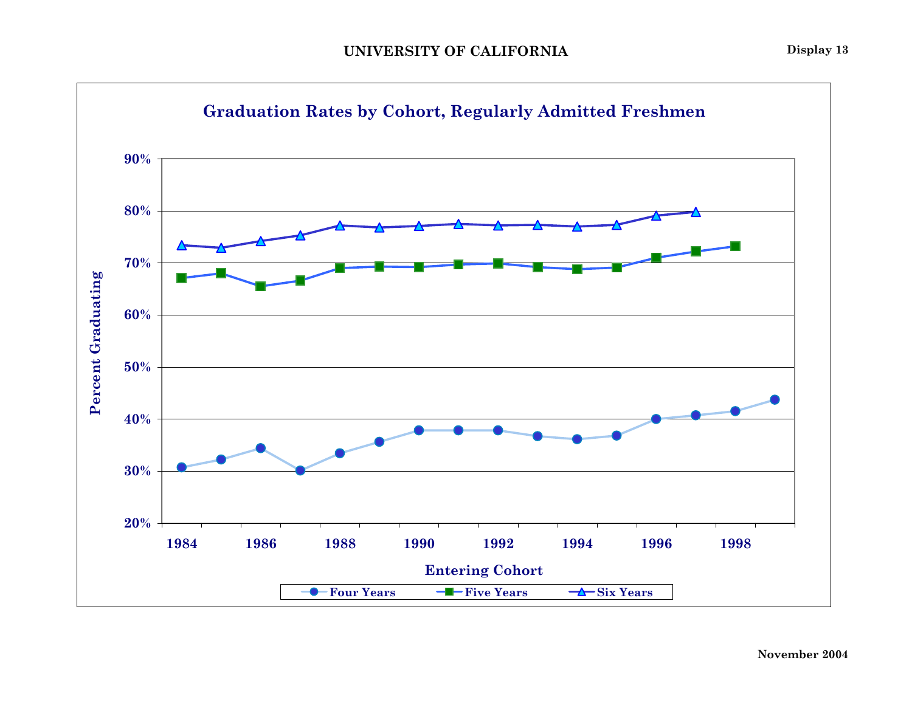UNIVERSITY OF CALIFORNIA

Display 13

## Graduation Rates by Cohort, Regularly Admitted Freshmen

Percent Graduating

90%
80%
70%
60%
50%
40%
30%
20%

1984 1986 1988 1990 1992 1994 1996 1998

Entering Cohort

Four Years — Five Years — Six Years

November 2004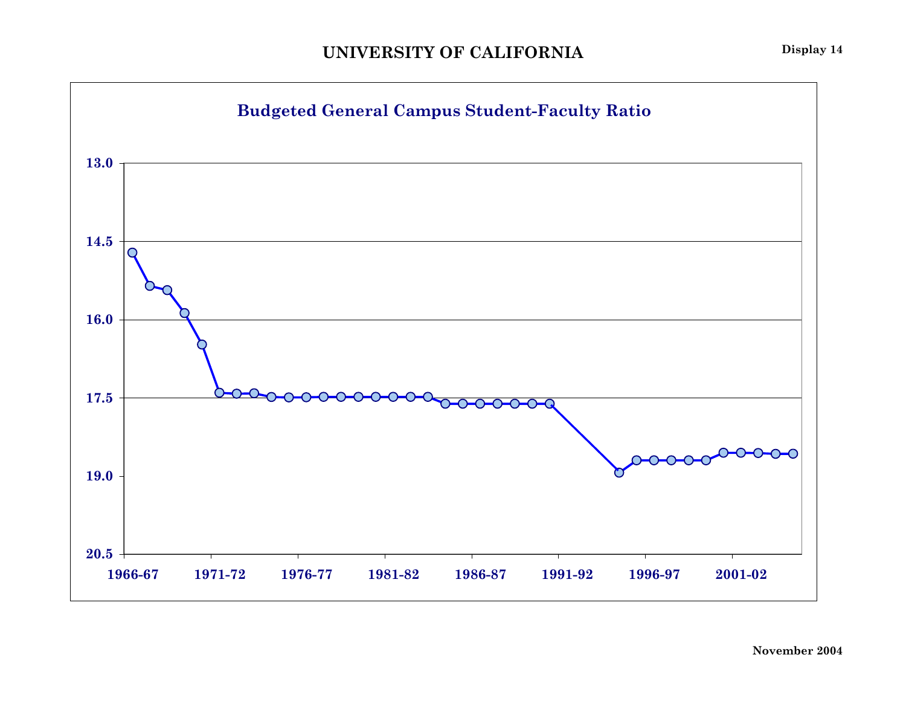# UNIVERSITY OF CALIFORNIA

Display 14

## Budgeted General Campus Student-Faculty Ratio

13.0

14.5

16.0

17.5

19.0

20.5

1966-67 1971-72 1976-77 1981-82 1986-87 1991-92 1996-97 2001-02

November 2004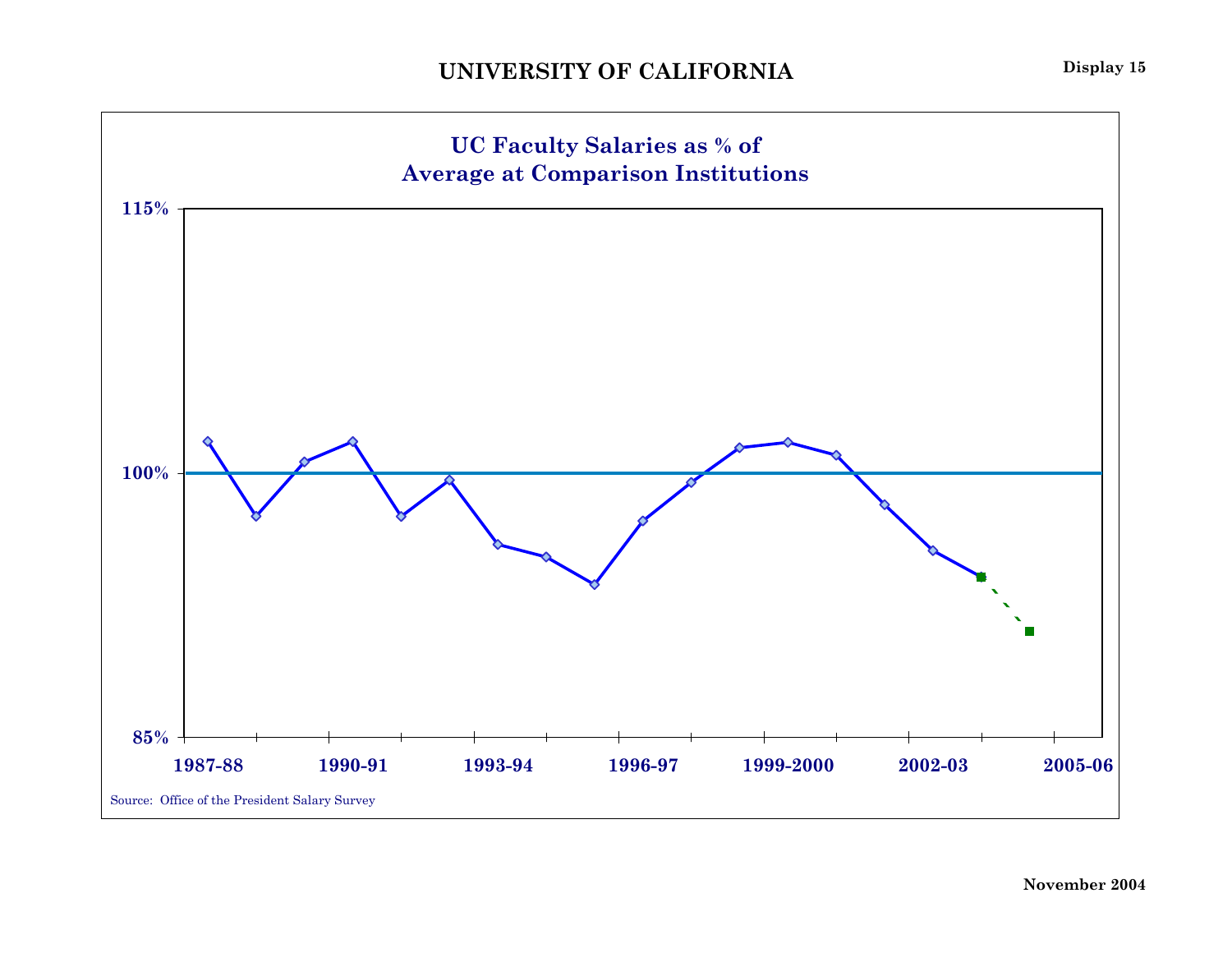# UNIVERSITY OF CALIFORNIA

**Display 15**

## UC Faculty Salaries as % of Average at Comparison Institutions

115%

100%

85%

1987-88 1990-91 1993-94 1996-97 1999-2000 2002-03 2005-06

Source: Office of the President Salary Survey

**November 2004**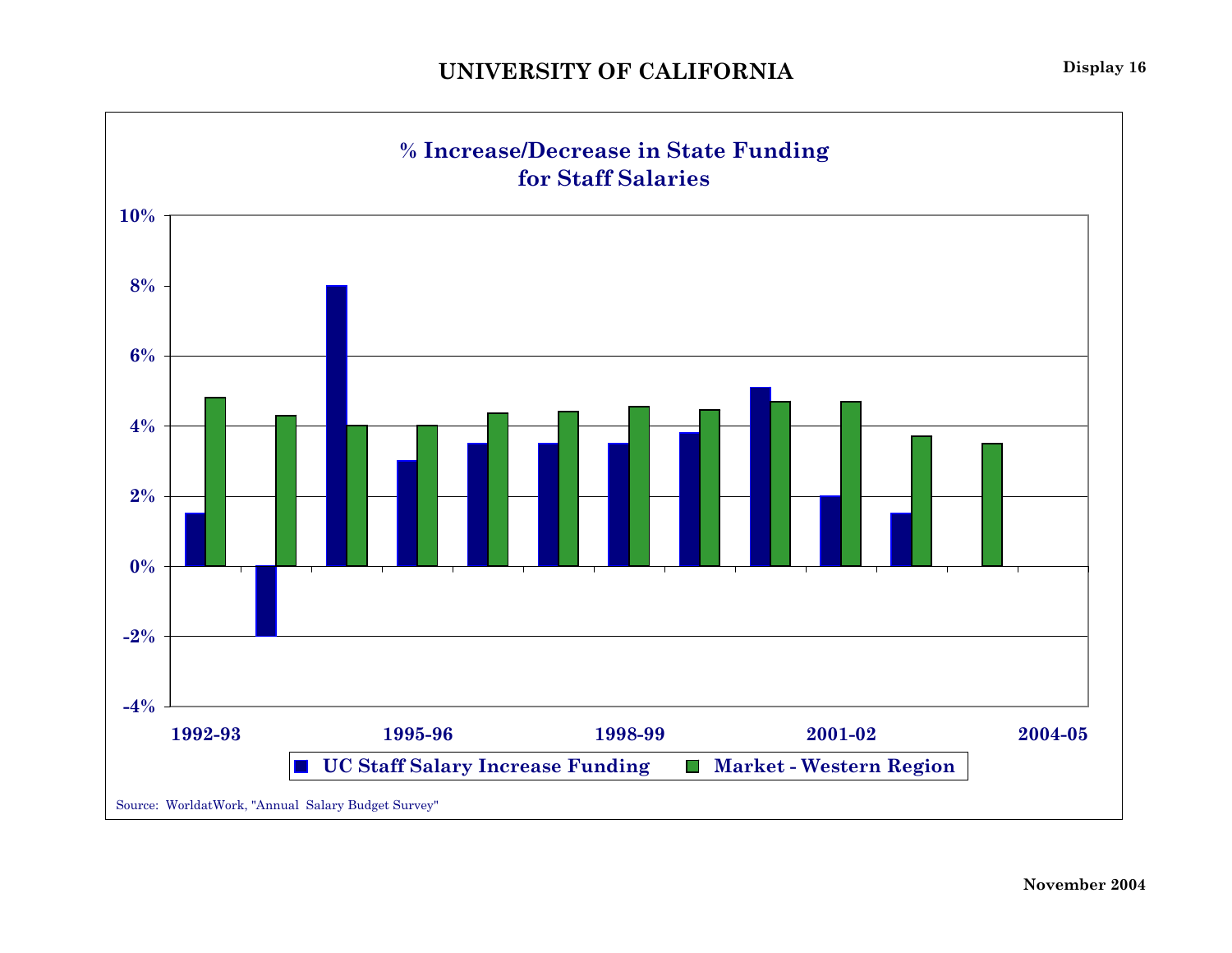# UNIVERSITY OF CALIFORNIA

Display 16

## % Increase/Decrease in State Funding for Staff Salaries

| Year | UC Staff Salary Increase Funding | Market - Western Region |
|---|---|---|
| 1992-93 | 1.5% | 4.8% |
| 1993-94 | -2.0% | 4.3% |
| 1994-95 | 8.0% | 4.0% |
| 1995-96 | 3.0% | 4.0% |
| 1996-97 | 3.5% | 4.4% |
| 1997-98 | 3.5% | 4.4% |
| 1998-99 | 3.5% | 4.6% |
| 1999-00 | 3.8% | 4.5% |
| 2000-01 | 5.1% | 4.7% |
| 2001-02 | 2.0% | 4.7% |
| 2002-03 | 1.5% | 3.7% |
| 2003-04 | 0.0% | 3.5% |
| 2004-05 | | |

Source: WorldatWork, "Annual Salary Budget Survey"

November 2004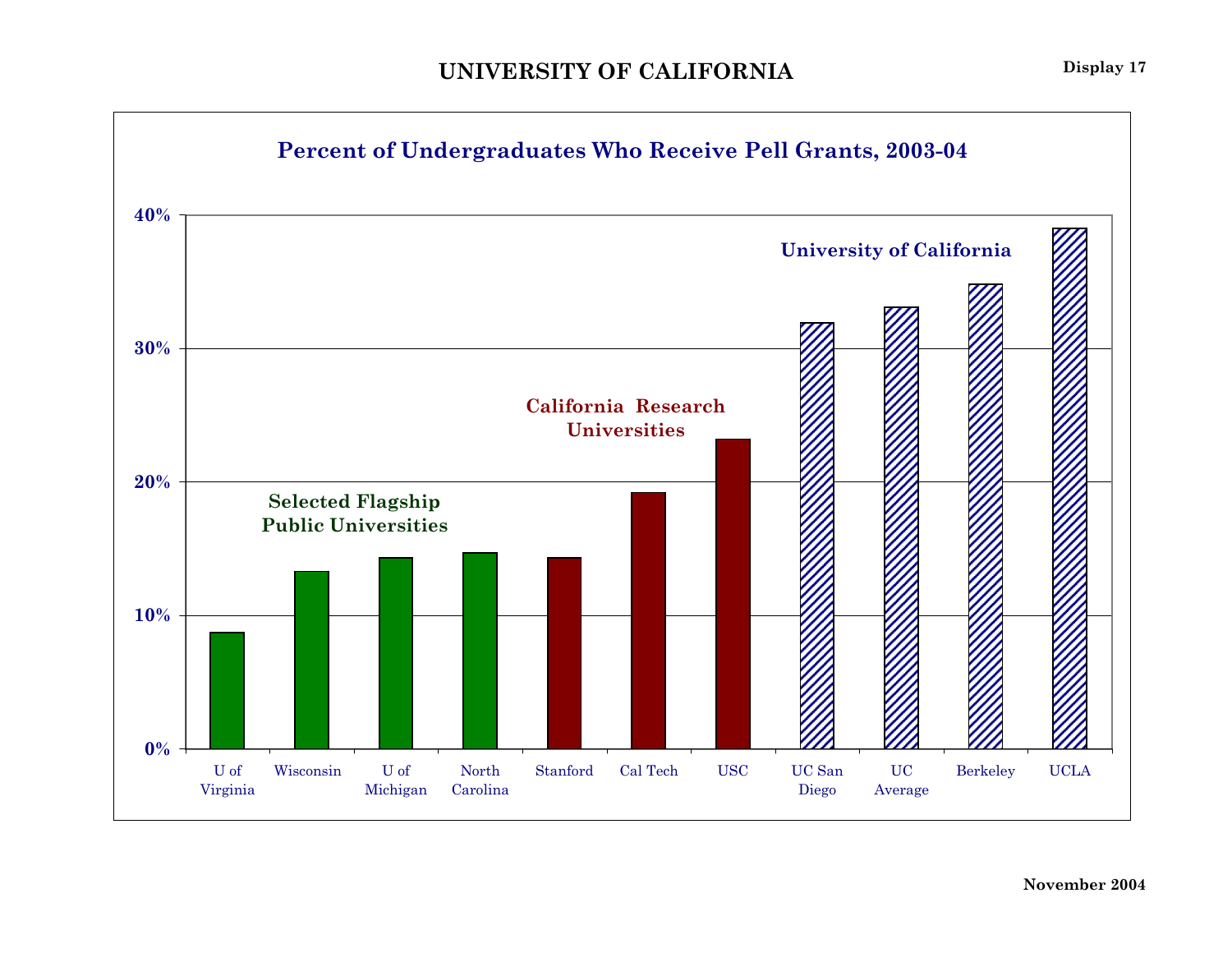# UNIVERSITY OF CALIFORNIA

Display 17

## Percent of Undergraduates Who Receive Pell Grants, 2003-04

Selected Flagship Public Universities

California Research Universities

University of California

40%
30%
20%
10%
0%

U of Virginia | Wisconsin | U of Michigan | North Carolina | Stanford | Cal Tech | USC | UC San Diego | UC Average | Berkeley | UCLA

November 2004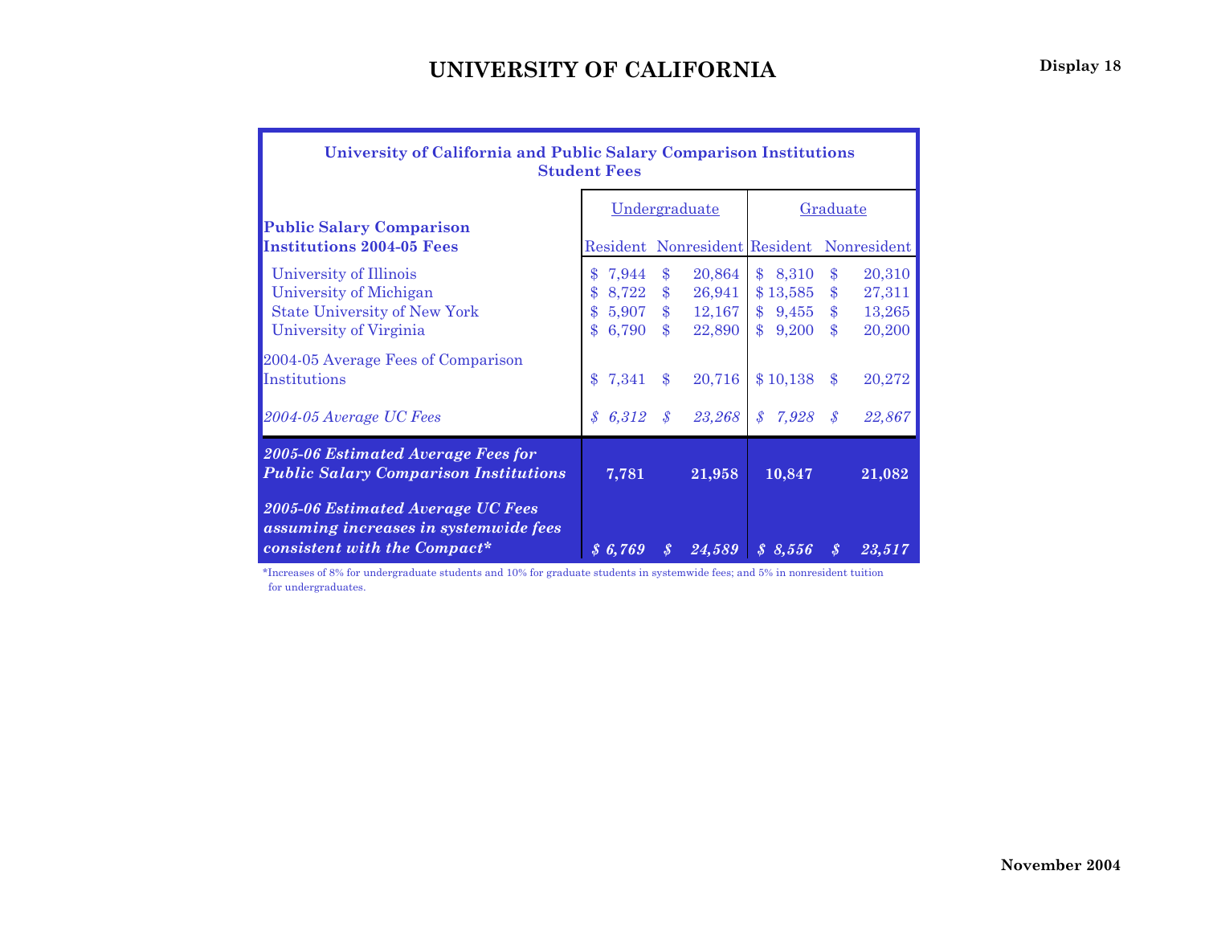# UNIVERSITY OF CALIFORNIA

**Display 18**

**University of California and Public Salary Comparison Institutions**
**Student Fees**

| **Public Salary Comparison Institutions 2004-05 Fees** | Undergraduate Resident | Undergraduate Nonresident | Graduate Resident | Graduate Nonresident |
|---|---|---|---|---|
| University of Illinois | $ 7,944 | $ 20,864 | $ 8,310 | $ 20,310 |
| University of Michigan | $ 8,722 | $ 26,941 | $ 13,585 | $ 27,311 |
| State University of New York | $ 5,907 | $ 12,167 | $ 9,455 | $ 13,265 |
| University of Virginia | $ 6,790 | $ 22,890 | $ 9,200 | $ 20,200 |
| 2004-05 Average Fees of Comparison Institutions | $ 7,341 | $ 20,716 | $ 10,138 | $ 20,272 |
| *2004-05 Average UC Fees* | *$ 6,312* | *$ 23,268* | *$ 7,928* | *$ 22,867* |
| ***2005-06 Estimated Average Fees for Public Salary Comparison Institutions*** | **7,781** | **21,958** | **10,847** | **21,082** |
| ***2005-06 Estimated Average UC Fees assuming increases in systemwide fees consistent with the Compact**** | ***$ 6,769*** | ***$ 24,589*** | ***$ 8,556*** | ***$ 23,517*** |

*Increases of 8% for undergraduate students and 10% for graduate students in systemwide fees; and 5% in nonresident tuition for undergraduates.

**November 2004**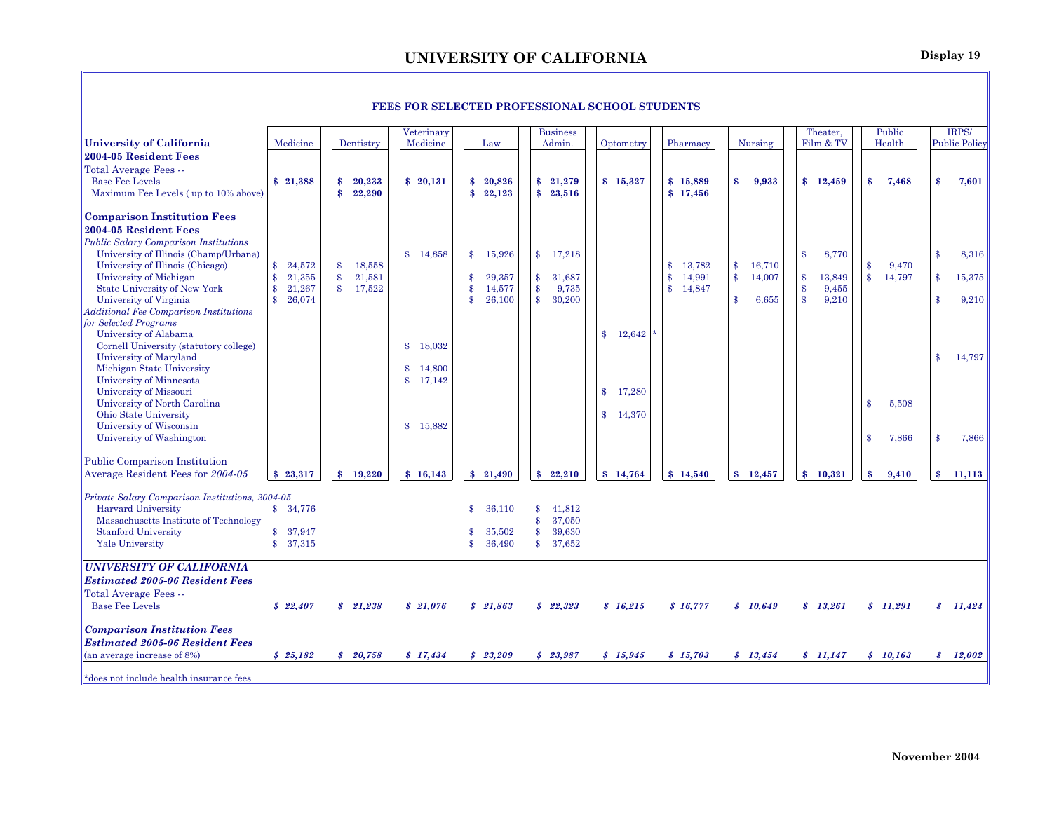# UNIVERSITY OF CALIFORNIA

Display 19

## FEES FOR SELECTED PROFESSIONAL SCHOOL STUDENTS

| University of California | Medicine | Dentistry | Veterinary Medicine | Law | Business Admin. | Optometry | Pharmacy | Nursing | Theater, Film & TV | Public Health | IRPS/ Public Policy |
|---|---|---|---|---|---|---|---|---|---|---|---|
| **2004-05 Resident Fees** | | | | | | | | | | | |
| Total Average Fees -- | | | | | | | | | | | |
| Base Fee Levels | **$ 21,388** | **$ 20,233** | **$ 20,131** | **$ 20,826** | **$ 21,279** | **$ 15,327** | **$ 15,889** | **$ 9,933** | **$ 12,459** | **$ 7,468** | **$ 7,601** |
| Maximum Fee Levels ( up to 10% above) | | **$ 22,290** | | **$ 22,123** | **$ 23,516** | | **$ 17,456** | | | | |
| **Comparison Institution Fees** | | | | | | | | | | | |
| **2004-05 Resident Fees** | | | | | | | | | | | |
| *Public Salary Comparison Institutions* | | | | | | | | | | | |
| University of Illinois (Champ/Urbana) | | | $ 14,858 | $ 15,926 | $ 17,218 | | | | $ 8,770 | | $ 8,316 |
| University of Illinois (Chicago) | $ 24,572 | $ 18,558 | | | | | $ 13,782 | $ 16,710 | | $ 9,470 | |
| University of Michigan | $ 21,355 | $ 21,581 | | $ 29,357 | $ 31,687 | | $ 14,991 | $ 14,007 | $ 13,849 | $ 14,797 | $ 15,375 |
| State University of New York | $ 21,267 | $ 17,522 | | $ 14,577 | $ 9,735 | | $ 14,847 | | $ 9,455 | | |
| University of Virginia | $ 26,074 | | | $ 26,100 | $ 30,200 | | | $ 6,655 | $ 9,210 | | $ 9,210 |
| *Additional Fee Comparison Institutions for Selected Programs* | | | | | | | | | | | |
| University of Alabama | | | | | | $ 12,642 * | | | | | |
| Cornell University (statutory college) | | | $ 18,032 | | | | | | | | |
| University of Maryland | | | | | | | | | | | $ 14,797 |
| Michigan State University | | | $ 14,800 | | | | | | | | |
| University of Minnesota | | | $ 17,142 | | | | | | | | |
| University of Missouri | | | | | | $ 17,280 | | | | | |
| University of North Carolina | | | | | | | | | | $ 5,508 | |
| Ohio State University | | | | | | $ 14,370 | | | | | |
| University of Wisconsin | | | $ 15,882 | | | | | | | | |
| University of Washington | | | | | | | | | | $ 7,866 | $ 7,866 |
| Public Comparison Institution Average Resident Fees for *2004-05* | **$ 23,317** | **$ 19,220** | **$ 16,143** | **$ 21,490** | **$ 22,210** | **$ 14,764** | **$ 14,540** | **$ 12,457** | **$ 10,321** | **$ 9,410** | **$ 11,113** |
| *Private Salary Comparison Institutions, 2004-05* | | | | | | | | | | | |
| Harvard University | $ 34,776 | | | $ 36,110 | $ 41,812 | | | | | | |
| Massachusetts Institute of Technology | | | | | $ 37,050 | | | | | | |
| Stanford University | $ 37,947 | | | $ 35,502 | $ 39,630 | | | | | | |
| Yale University | $ 37,315 | | | $ 36,490 | $ 37,652 | | | | | | |
| ***UNIVERSITY OF CALIFORNIA*** | | | | | | | | | | | |
| ***Estimated 2005-06 Resident Fees*** | | | | | | | | | | | |
| Total Average Fees -- | | | | | | | | | | | |
| Base Fee Levels | ***$ 22,407*** | ***$ 21,238*** | ***$ 21,076*** | ***$ 21,863*** | ***$ 22,323*** | ***$ 16,215*** | ***$ 16,777*** | ***$ 10,649*** | ***$ 13,261*** | ***$ 11,291*** | ***$ 11,424*** |
| ***Comparison Institution Fees*** | | | | | | | | | | | |
| ***Estimated 2005-06 Resident Fees*** | | | | | | | | | | | |
| (an average increase of 8%) | ***$ 25,182*** | ***$ 20,758*** | ***$ 17,434*** | ***$ 23,209*** | ***$ 23,987*** | ***$ 15,945*** | ***$ 15,703*** | ***$ 13,454*** | ***$ 11,147*** | ***$ 10,163*** | ***$ 12,002*** |

*does not include health insurance fees

November 2004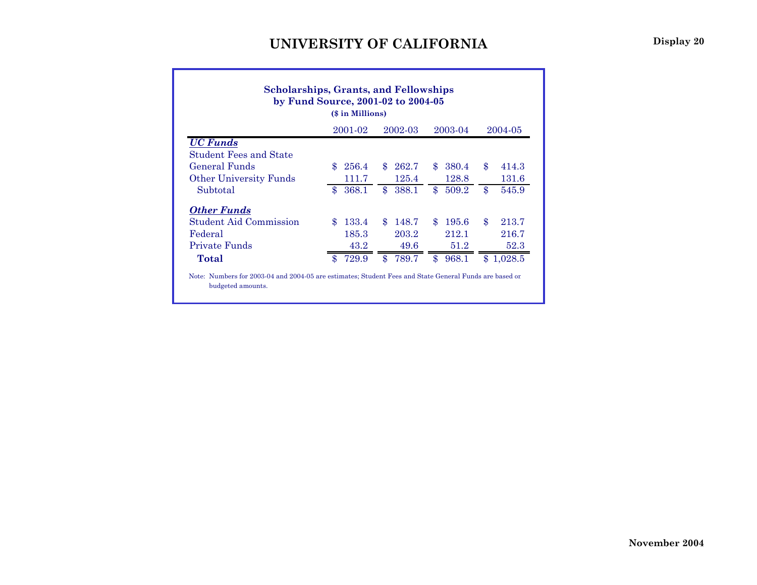# UNIVERSITY OF CALIFORNIA

**Display 20**

**Scholarships, Grants, and Fellowships by Fund Source, 2001-02 to 2004-05**

**($ in Millions)**

| | 2001-02 | 2002-03 | 2003-04 | 2004-05 |
|---|---|---|---|---|
| ***UC Funds*** | | | | |
| Student Fees and State General Funds | $ 256.4 | $ 262.7 | $ 380.4 | $ 414.3 |
| Other University Funds | 111.7 | 125.4 | 128.8 | 131.6 |
| Subtotal | $ 368.1 | $ 388.1 | $ 509.2 | $ 545.9 |
| ***Other Funds*** | | | | |
| Student Aid Commission | $ 133.4 | $ 148.7 | $ 195.6 | $ 213.7 |
| Federal | 185.3 | 203.2 | 212.1 | 216.7 |
| Private Funds | 43.2 | 49.6 | 51.2 | 52.3 |
| **Total** | $ 729.9 | $ 789.7 | $ 968.1 | $ 1,028.5 |

Note: Numbers for 2003-04 and 2004-05 are estimates; Student Fees and State General Funds are based or budgeted amounts.

**November 2004**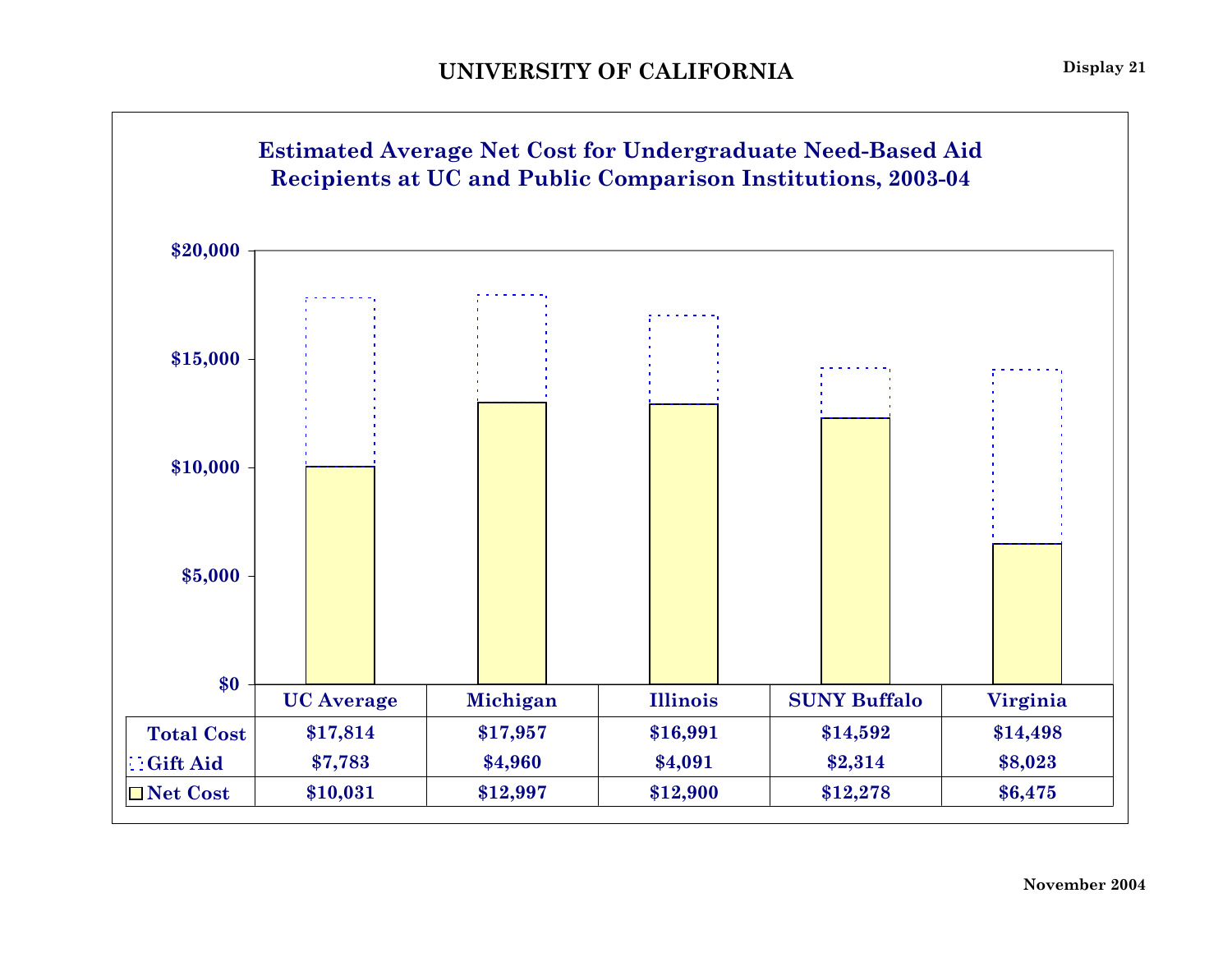# UNIVERSITY OF CALIFORNIA

Display 21

## Estimated Average Net Cost for Undergraduate Need-Based Aid Recipients at UC and Public Comparison Institutions, 2003-04

| | UC Average | Michigan | Illinois | SUNY Buffalo | Virginia |
|---|---|---|---|---|---|
| Total Cost | $17,814 | $17,957 | $16,991 | $14,592 | $14,498 |
| Gift Aid | $7,783 | $4,960 | $4,091 | $2,314 | $8,023 |
| Net Cost | $10,031 | $12,997 | $12,900 | $12,278 | $6,475 |

November 2004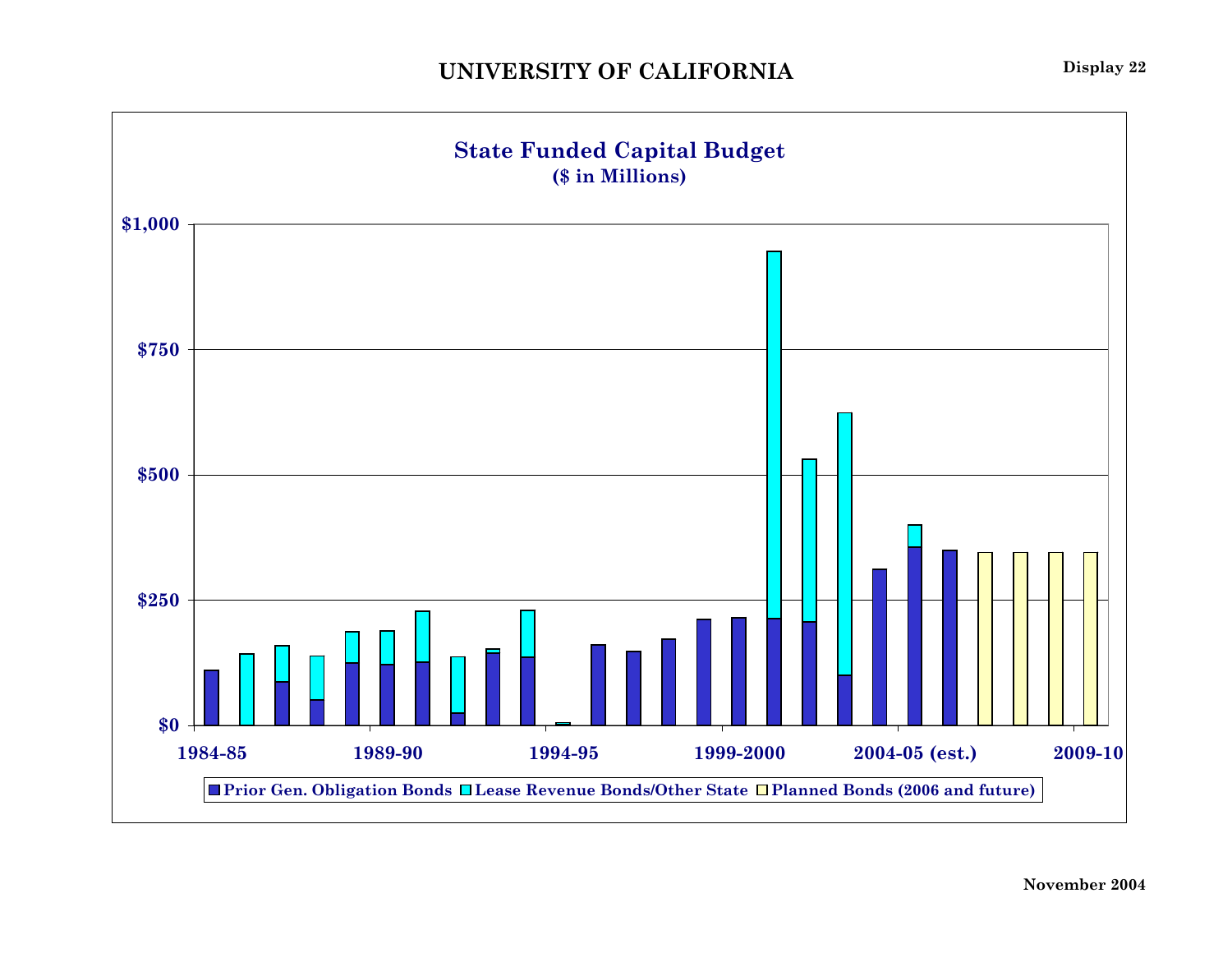# UNIVERSITY OF CALIFORNIA

Display 22

## State Funded Capital Budget
### ($ in Millions)

$1,000
$750
$500
$250
$0

1984-85 | 1989-90 | 1994-95 | 1999-2000 | 2004-05 (est.) | 2009-10

Prior Gen. Obligation Bonds | Lease Revenue Bonds/Other State | Planned Bonds (2006 and future)

November 2004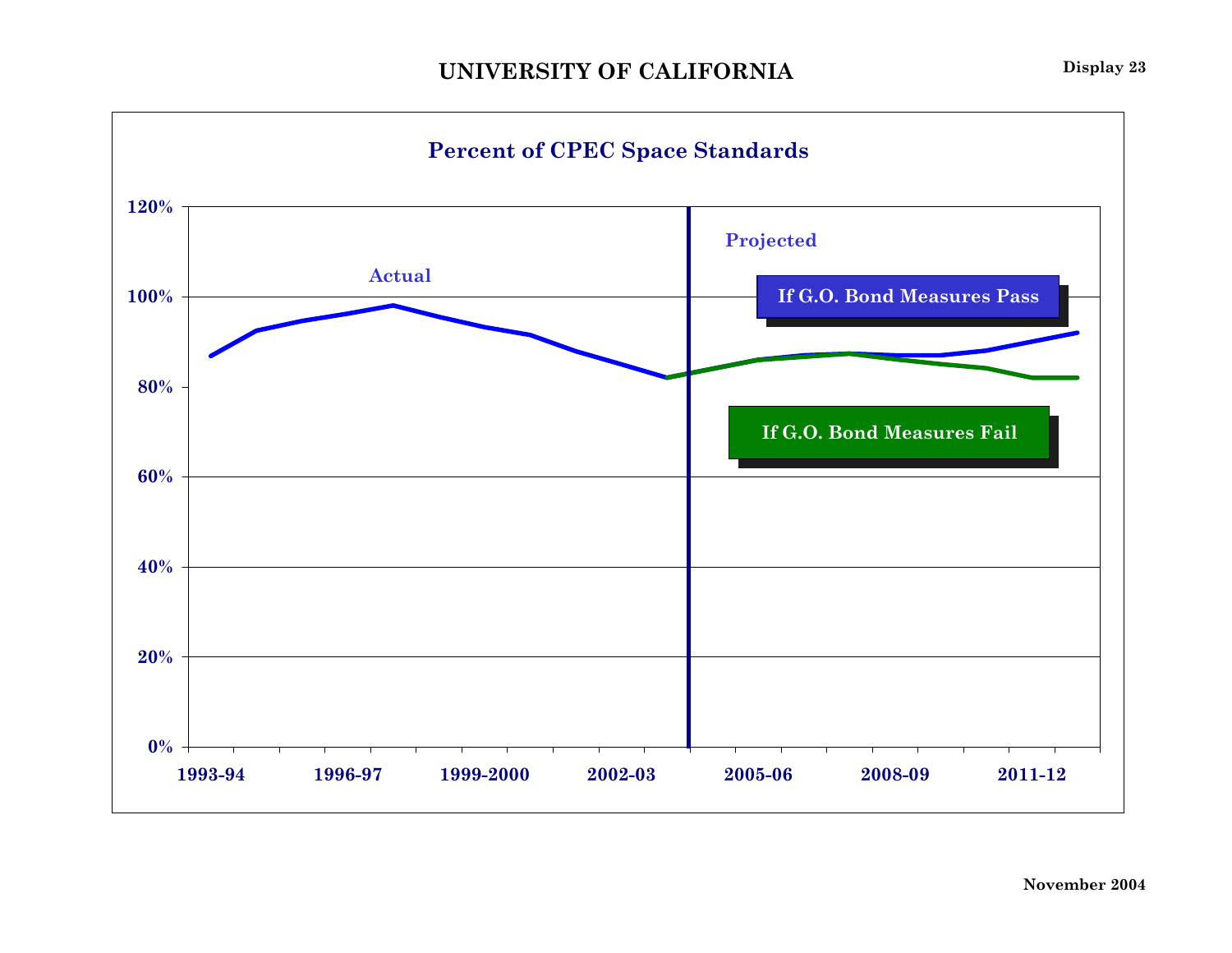# UNIVERSITY OF CALIFORNIA

**Display 23**

## Percent of CPEC Space Standards

Actual

Projected

If G.O. Bond Measures Pass

If G.O. Bond Measures Fail

120%
100%
80%
60%
40%
20%
0%

1993-94 | 1996-97 | 1999-2000 | 2002-03 | 2005-06 | 2008-09 | 2011-12

November 2004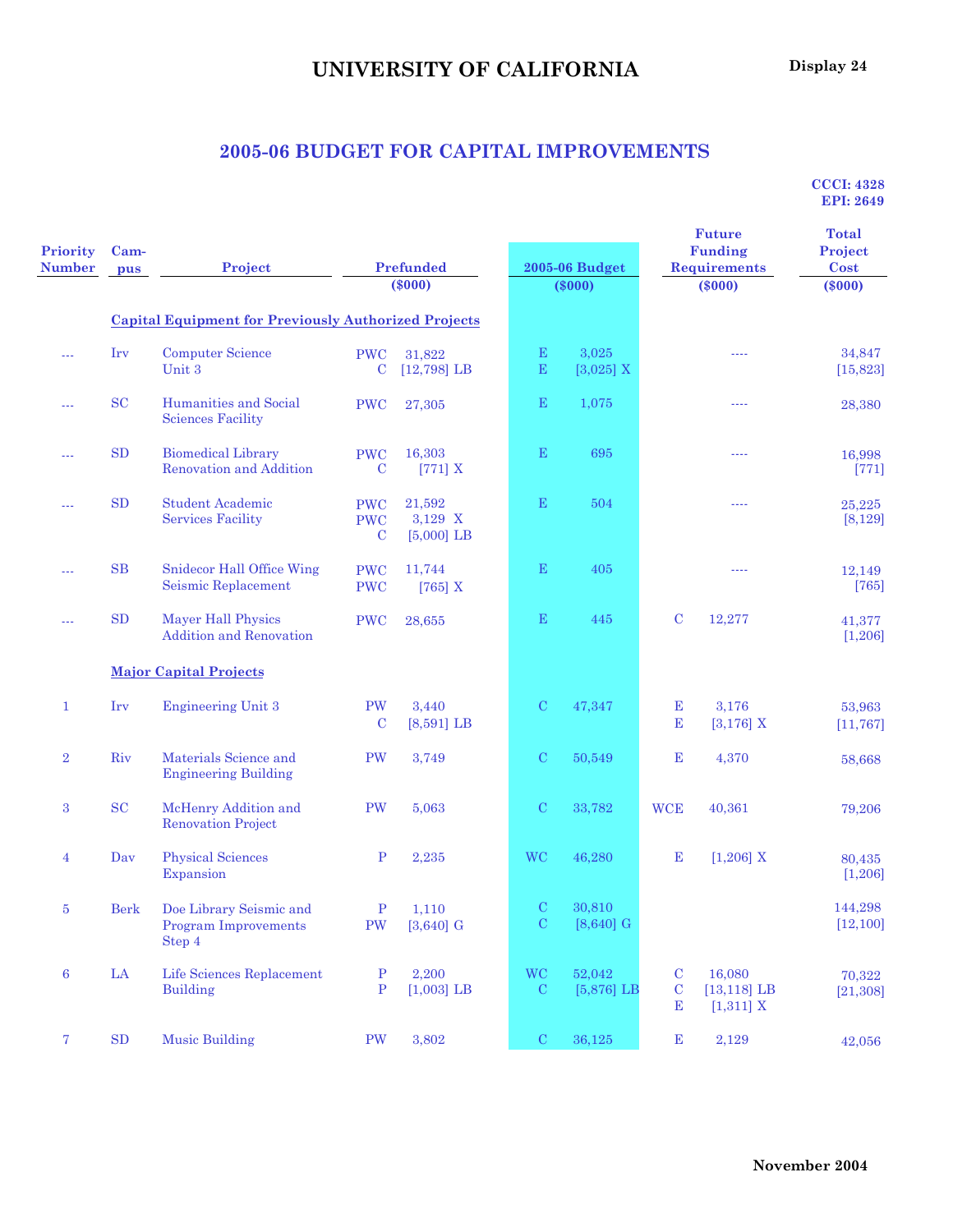# UNIVERSITY OF CALIFORNIA

**Display 24**

## 2005-06 BUDGET FOR CAPITAL IMPROVEMENTS

**CCCI: 4328**
**EPI: 2649**

| Priority Number | Campus | Project | Prefunded ($000) | | 2005-06 Budget ($000) | | Future Funding Requirements ($000) | | Total Project Cost ($000) |
|---|---|---|---|---|---|---|---|---|---|
| | **Capital Equipment for Previously Authorized Projects** | | | | | | | | |
| --- | Irv | Computer Science Unit 3 | PWC<br>C | 31,822<br>[12,798] LB | E<br>E | 3,025<br>[3,025] X | | ---- | 34,847<br>[15,823] |
| --- | SC | Humanities and Social Sciences Facility | PWC | 27,305 | E | 1,075 | | ---- | 28,380 |
| --- | SD | Biomedical Library Renovation and Addition | PWC<br>C | 16,303<br>[771] X | E | 695 | | ---- | 16,998<br>[771] |
| --- | SD | Student Academic Services Facility | PWC<br>PWC<br>C | 21,592<br>3,129 X<br>[5,000] LB | E | 504 | | ---- | 25,225<br>[8,129] |
| --- | SB | Snidecor Hall Office Wing Seismic Replacement | PWC<br>PWC | 11,744<br>[765] X | E | 405 | | ---- | 12,149<br>[765] |
| --- | SD | Mayer Hall Physics Addition and Renovation | PWC | 28,655 | E | 445 | C | 12,277 | 41,377<br>[1,206] |
| | **Major Capital Projects** | | | | | | | | |
| 1 | Irv | Engineering Unit 3 | PW<br>C | 3,440<br>[8,591] LB | C | 47,347 | E<br>E | 3,176<br>[3,176] X | 53,963<br>[11,767] |
| 2 | Riv | Materials Science and Engineering Building | PW | 3,749 | C | 50,549 | E | 4,370 | 58,668 |
| 3 | SC | McHenry Addition and Renovation Project | PW | 5,063 | C | 33,782 | WCE | 40,361 | 79,206 |
| 4 | Dav | Physical Sciences Expansion | P | 2,235 | WC | 46,280 | E | [1,206] X | 80,435<br>[1,206] |
| 5 | Berk | Doe Library Seismic and Program Improvements Step 4 | P<br>PW | 1,110<br>[3,640] G | C<br>C | 30,810<br>[8,640] G | | | 144,298<br>[12,100] |
| 6 | LA | Life Sciences Replacement Building | P<br>P | 2,200<br>[1,003] LB | WC<br>C | 52,042<br>[5,876] LB | C<br>C<br>E | 16,080<br>[13,118] LB<br>[1,311] X | 70,322<br>[21,308] |
| 7 | SD | Music Building | PW | 3,802 | C | 36,125 | E | 2,129 | 42,056 |

November 2004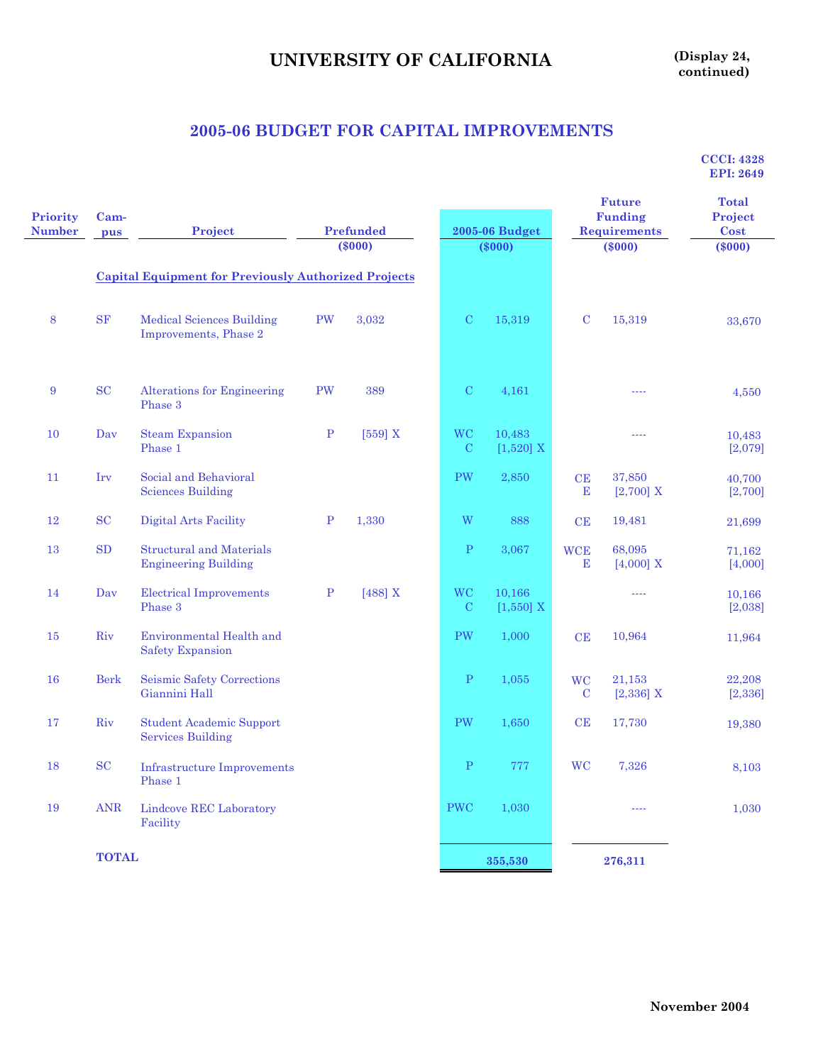# UNIVERSITY OF CALIFORNIA

**(Display 24, continued)**

## 2005-06 BUDGET FOR CAPITAL IMPROVEMENTS

**CCCI: 4328**
**EPI: 2649**

| Priority Number | Campus | Project | Prefunded ($000) | | 2005-06 Budget ($000) | | Future Funding Requirements ($000) | | Total Project Cost ($000) |
|---|---|---|---|---|---|---|---|---|---|
| | **Capital Equipment for Previously Authorized Projects** | | | | | | | | |
| 8 | SF | Medical Sciences Building Improvements, Phase 2 | PW | 3,032 | C | 15,319 | C | 15,319 | 33,670 |
| 9 | SC | Alterations for Engineering Phase 3 | PW | 389 | C | 4,161 | | ---- | 4,550 |
| 10 | Dav | Steam Expansion Phase 1 | P | [559] X | WC<br>C | 10,483<br>[1,520] X | | ---- | 10,483<br>[2,079] |
| 11 | Irv | Social and Behavioral Sciences Building | | | PW | 2,850 | CE<br>E | 37,850<br>[2,700] X | 40,700<br>[2,700] |
| 12 | SC | Digital Arts Facility | P | 1,330 | W | 888 | CE | 19,481 | 21,699 |
| 13 | SD | Structural and Materials Engineering Building | | | P | 3,067 | WCE<br>E | 68,095<br>[4,000] X | 71,162<br>[4,000] |
| 14 | Dav | Electrical Improvements Phase 3 | P | [488] X | WC<br>C | 10,166<br>[1,550] X | | ---- | 10,166<br>[2,038] |
| 15 | Riv | Environmental Health and Safety Expansion | | | PW | 1,000 | CE | 10,964 | 11,964 |
| 16 | Berk | Seismic Safety Corrections Giannini Hall | | | P | 1,055 | WC<br>C | 21,153<br>[2,336] X | 22,208<br>[2,336] |
| 17 | Riv | Student Academic Support Services Building | | | PW | 1,650 | CE | 17,730 | 19,380 |
| 18 | SC | Infrastructure Improvements Phase 1 | | | P | 777 | WC | 7,326 | 8,103 |
| 19 | ANR | Lindcove REC Laboratory Facility | | | PWC | 1,030 | | ---- | 1,030 |
| | **TOTAL** | | | | | **355,530** | | **276,311** | |

November 2004